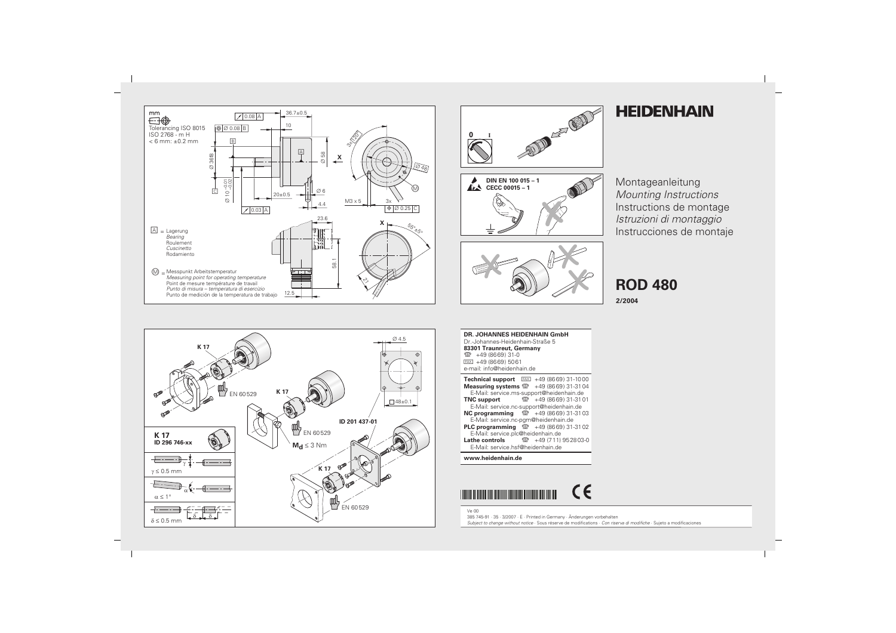# HEIDENHAIN

Montageanleitung
*Mounting Instructions*
Instructions de montage
*Istruzioni di montaggio*
Instrucciones de montaje

## ROD 480

**2/2004**

mm

Tolerancing ISO 8015
ISO 2768 - m H
< 6 mm: ±0.2 mm

A = Lagerung
*Bearing*
Roulement
*Cuscinetto*
Rodamiento

M = Messpunkt Arbeitstemperatur
*Measuring point for operating temperature*
Point de mesure température de travail
*Punto di misura – temperatura di esercizio*
Punto de medición de la temperatura de trabajo

DIN EN 100 015 – 1
CECC 00015 – 1

K 17
ID 296 746-xx

$\gamma \leq 0.5$ mm

$\alpha \leq 1°$

$\delta \leq 0.5$ mm

EN 60529

$M_d \leq 3$ Nm

ID 201 437-01

**DR. JOHANNES HEIDENHAIN GmbH**
Dr.-Johannes-Heidenhain-Straße 5
**83301 Traunreut, Germany**
+49 (8669) 31-0
FAX +49 (8669) 5061
e-mail: info@heidenhain.de

**Technical support** FAX +49 (8669) 31-1000
**Measuring systems** +49 (8669) 31-3104
E-Mail: service.ms-support@heidenhain.de
**TNC support** +49 (8669) 31-3101
E-Mail: service.nc-support@heidenhain.de
**NC programming** +49 (8669) 31-3103
E-Mail: service.nc-pgm@heidenhain.de
**PLC programming** +49 (8669) 31-3102
E-Mail: service.plc@heidenhain.de
**Lathe controls** +49 (711) 952803-0
E-Mail: service.hsf@heidenhain.de

**www.heidenhain.de**

Ve 00
385 745-91 · 35 · 3/2007 · E · Printed in Germany · Änderungen vorbehalten
*Subject to change without notice* · Sous réserve de modifications · *Con riserva di modifiche* · Sujeto a modificaciones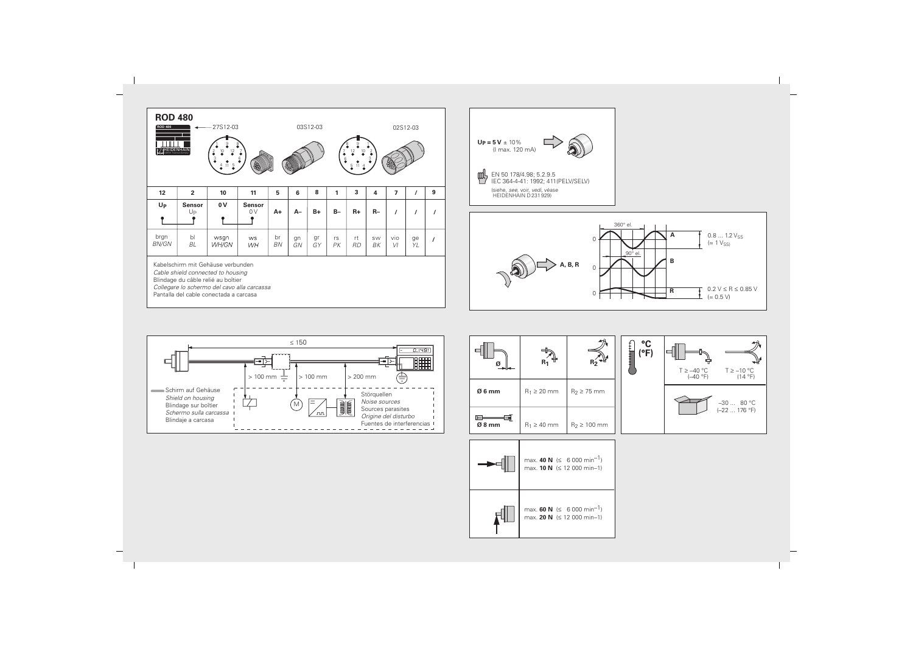## ROD 480

27S12-03 03S12-03 02S12-03

| 12 | 2 | 10 | 11 | 5 | 6 | 8 | 1 | 3 | 4 | 7 | / | 9 |
|---|---|---|---|---|---|---|---|---|---|---|---|---|
| $U_P$ | Sensor $U_P$ | 0 V | Sensor 0 V | A+ | A– | B+ | B– | R+ | R– | / | / | / |
| brgn *BN/GN* | bl *BL* | wsgn *WH/GN* | ws *WH* | br *BN* | gn *GN* | gr *GY* | rs *PK* | rt *RD* | sw *BK* | vio *VI* | ge *YL* | / |

Kabelschirm mit Gehäuse verbunden
*Cable shield connected to housing*
Blindage du câble relié au boîtier
*Collegare lo schermo del cavo alla carcassa*
Pantalla del cable conectada a carcasa

$U_P$ = 5 V ± 10%
(I max. 120 mA)

EN 50 178/4.98; 5.2.9.5
IEC 364-4-41: 1992; 411(PELV/SELV)
(siehe, *see*, voir, *vedi*, véase HEIDENHAIN D 231 929)

360° el.
90° el.
A, B, R
A: 0.8 ... 1.2 $V_{SS}$ (≈ 1 $V_{SS}$)
B
R: 0.2 V ≤ R ≤ 0.85 V (≈ 0.5 V)

≤ 150
> 100 mm
> 100 mm
> 200 mm

Schirm auf Gehäuse
*Shield on housing*
Blindage sur boîtier
*Schermo sulla carcassa*
Blindaje a carcasa

Störquellen
*Noise sources*
Sources parasites
*Origine del disturbo*
Fuentes de interferencias

| Ø | $R_1$ | $R_2$ |
|---|---|---|
| Ø 6 mm | $R_1$ ≥ 20 mm | $R_2$ ≥ 75 mm |
| Ø 8 mm | $R_1$ ≥ 40 mm | $R_2$ ≥ 100 mm |

°C (°F)
T ≥ –40 °C (–40 °F)
T ≥ –10 °C (14 °F)
–30 ... 80 °C (–22 ... 176 °F)

max. **40 N** (≤ 6 000 $min^{-1}$)
max. **10 N** (≤ 12 000 min–1)

max. **60 N** (≤ 6 000 $min^{-1}$)
max. **20 N** (≤ 12 000 min–1)